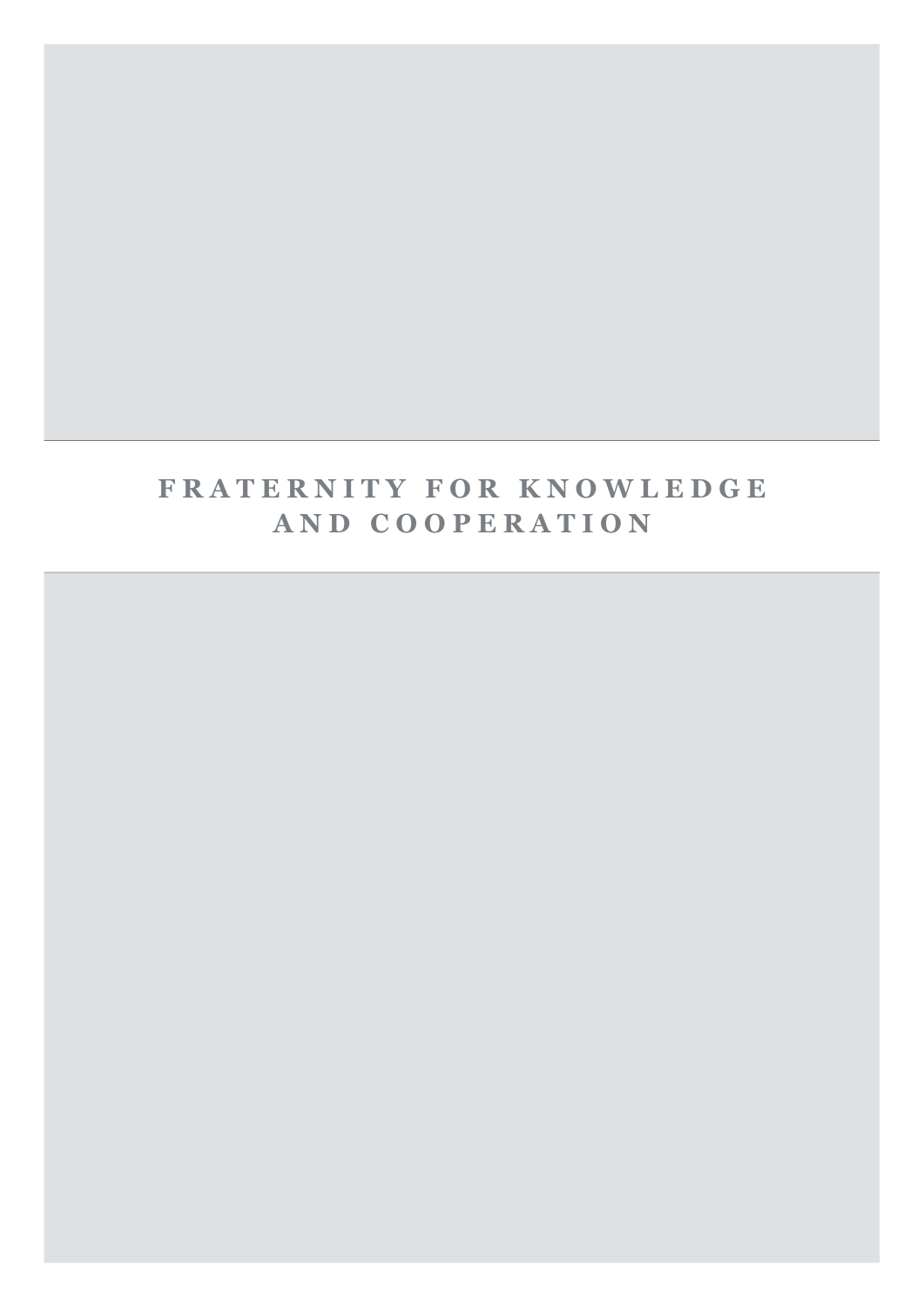# FRATERNITY FOR KNOWLEDGE AND COOPERATION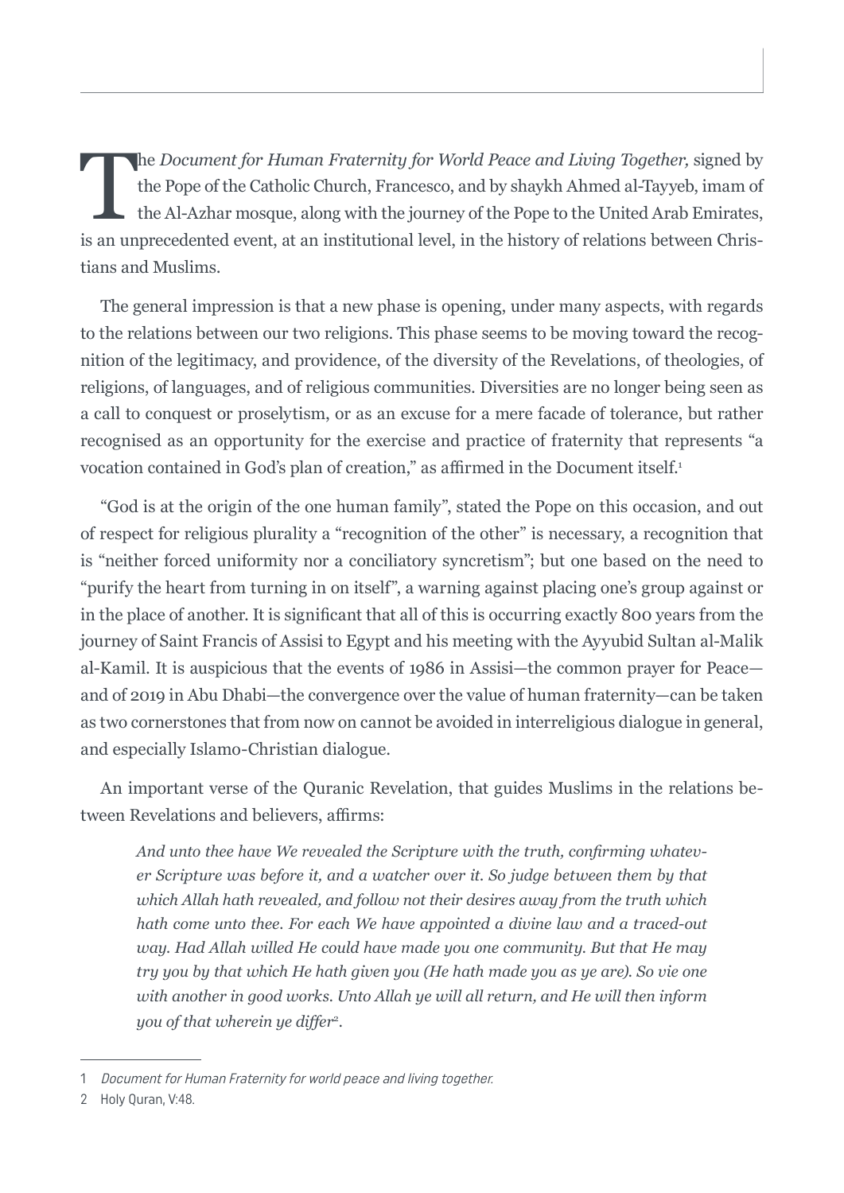The *Document for Human Fraternity for World Peace and Living Together,* signed by the Pope of the Catholic Church, Francesco, and by shaykh Ahmed al-Tayyeb, imam of the Al-Azhar mosque, along with the journey of the Pope to the United Arab Emirates, is an unprecedented event, at an institutional level, in the history of relations between Christians and Muslims.

The general impression is that a new phase is opening, under many aspects, with regards to the relations between our two religions. This phase seems to be moving toward the recognition of the legitimacy, and providence, of the diversity of the Revelations, of theologies, of religions, of languages, and of religious communities. Diversities are no longer being seen as a call to conquest or proselytism, or as an excuse for a mere facade of tolerance, but rather recognised as an opportunity for the exercise and practice of fraternity that represents "a vocation contained in God's plan of creation," as affirmed in the Document itself.[1]

"God is at the origin of the one human family", stated the Pope on this occasion, and out of respect for religious plurality a "recognition of the other" is necessary, a recognition that is "neither forced uniformity nor a conciliatory syncretism"; but one based on the need to "purify the heart from turning in on itself", a warning against placing one's group against or in the place of another. It is significant that all of this is occurring exactly 800 years from the journey of Saint Francis of Assisi to Egypt and his meeting with the Ayyubid Sultan al-Malik al-Kamil. It is auspicious that the events of 1986 in Assisi—the common prayer for Peace—and of 2019 in Abu Dhabi—the convergence over the value of human fraternity—can be taken as two cornerstones that from now on cannot be avoided in interreligious dialogue in general, and especially Islamo-Christian dialogue.

An important verse of the Quranic Revelation, that guides Muslims in the relations between Revelations and believers, affirms:

> *And unto thee have We revealed the Scripture with the truth, confirming whatever Scripture was before it, and a watcher over it. So judge between them by that which Allah hath revealed, and follow not their desires away from the truth which hath come unto thee. For each We have appointed a divine law and a traced-out way. Had Allah willed He could have made you one community. But that He may try you by that which He hath given you (He hath made you as ye are). So vie one with another in good works. Unto Allah ye will all return, and He will then inform you of that wherein ye differ*[2].

---

1 *Document for Human Fraternity for world peace and living together.*

2 Holy Quran, V:48.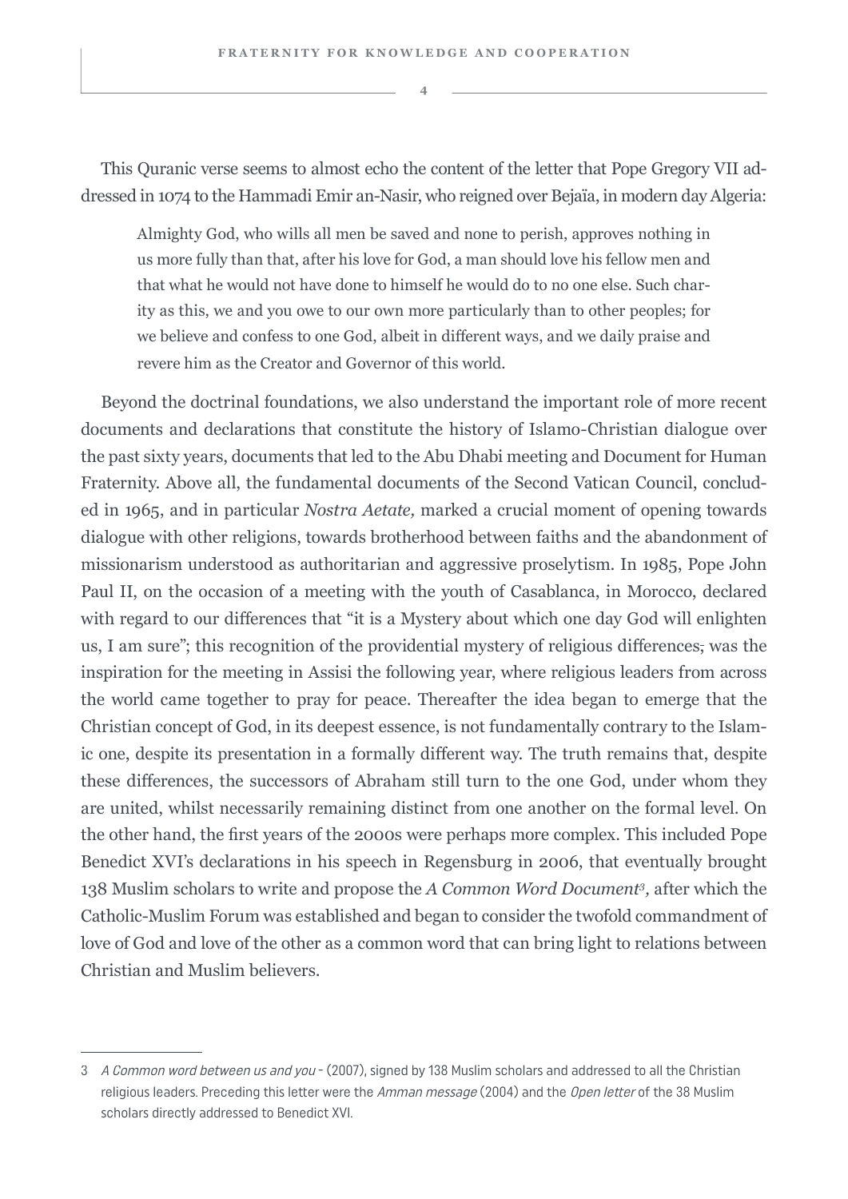This Quranic verse seems to almost echo the content of the letter that Pope Gregory VII addressed in 1074 to the Hammadi Emir an-Nasir, who reigned over Bejaïa, in modern day Algeria:

> Almighty God, who wills all men be saved and none to perish, approves nothing in us more fully than that, after his love for God, a man should love his fellow men and that what he would not have done to himself he would do to no one else. Such charity as this, we and you owe to our own more particularly than to other peoples; for we believe and confess to one God, albeit in different ways, and we daily praise and revere him as the Creator and Governor of this world.

Beyond the doctrinal foundations, we also understand the important role of more recent documents and declarations that constitute the history of Islamo-Christian dialogue over the past sixty years, documents that led to the Abu Dhabi meeting and Document for Human Fraternity. Above all, the fundamental documents of the Second Vatican Council, concluded in 1965, and in particular *Nostra Aetate,* marked a crucial moment of opening towards dialogue with other religions, towards brotherhood between faiths and the abandonment of missionarism understood as authoritarian and aggressive proselytism. In 1985, Pope John Paul II, on the occasion of a meeting with the youth of Casablanca, in Morocco, declared with regard to our differences that "it is a Mystery about which one day God will enlighten us, I am sure"; this recognition of the providential mystery of religious differences; was the inspiration for the meeting in Assisi the following year, where religious leaders from across the world came together to pray for peace. Thereafter the idea began to emerge that the Christian concept of God, in its deepest essence, is not fundamentally contrary to the Islamic one, despite its presentation in a formally different way. The truth remains that, despite these differences, the successors of Abraham still turn to the one God, under whom they are united, whilst necessarily remaining distinct from one another on the formal level. On the other hand, the first years of the 2000s were perhaps more complex. This included Pope Benedict XVI's declarations in his speech in Regensburg in 2006, that eventually brought 138 Muslim scholars to write and propose the *A Common Word Document*[3]*,* after which the Catholic-Muslim Forum was established and began to consider the twofold commandment of love of God and love of the other as a common word that can bring light to relations between Christian and Muslim believers.

---

3 *A Common word between us and you* - (2007), signed by 138 Muslim scholars and addressed to all the Christian religious leaders. Preceding this letter were the *Amman message* (2004) and the *Open letter* of the 38 Muslim scholars directly addressed to Benedict XVI.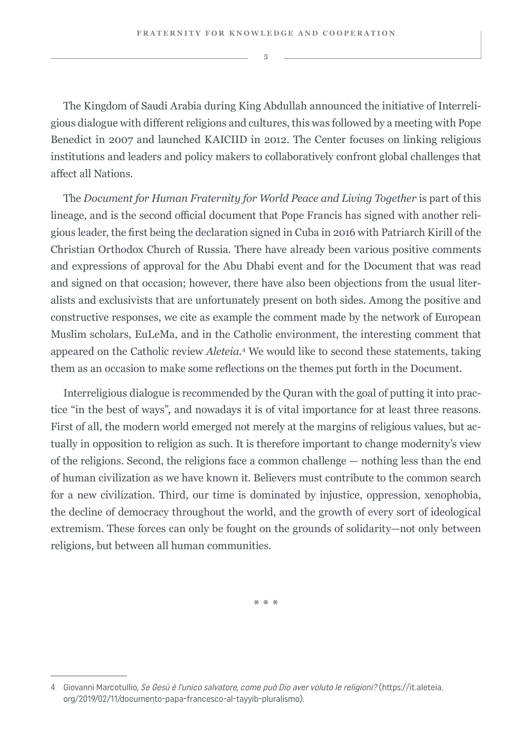The Kingdom of Saudi Arabia during King Abdullah announced the initiative of Interreligious dialogue with different religions and cultures, this was followed by a meeting with Pope Benedict in 2007 and launched KAICIID in 2012. The Center focuses on linking religious institutions and leaders and policy makers to collaboratively confront global challenges that affect all Nations.

The *Document for Human Fraternity for World Peace and Living Together* is part of this lineage, and is the second official document that Pope Francis has signed with another religious leader, the first being the declaration signed in Cuba in 2016 with Patriarch Kirill of the Christian Orthodox Church of Russia. There have already been various positive comments and expressions of approval for the Abu Dhabi event and for the Document that was read and signed on that occasion; however, there have also been objections from the usual literalists and exclusivists that are unfortunately present on both sides. Among the positive and constructive responses, we cite as example the comment made by the network of European Muslim scholars, EuLeMa, and in the Catholic environment, the interesting comment that appeared on the Catholic review *Aleteia*.[4] We would like to second these statements, taking them as an occasion to make some reflections on the themes put forth in the Document.

Interreligious dialogue is recommended by the Quran with the goal of putting it into practice "in the best of ways", and nowadays it is of vital importance for at least three reasons. First of all, the modern world emerged not merely at the margins of religious values, but actually in opposition to religion as such. It is therefore important to change modernity's view of the religions. Second, the religions face a common challenge — nothing less than the end of human civilization as we have known it. Believers must contribute to the common search for a new civilization. Third, our time is dominated by injustice, oppression, xenophobia, the decline of democracy throughout the world, and the growth of every sort of ideological extremism. These forces can only be fought on the grounds of solidarity—not only between religions, but between all human communities.

\* \* \*

---

4 Giovanni Marcotullio, *Se Gesù è l'unico salvatore, come può Dio aver voluto le religioni?* (https://it.aleteia.org/2019/02/11/documento-papa-francesco-al-tayyib-pluralismo).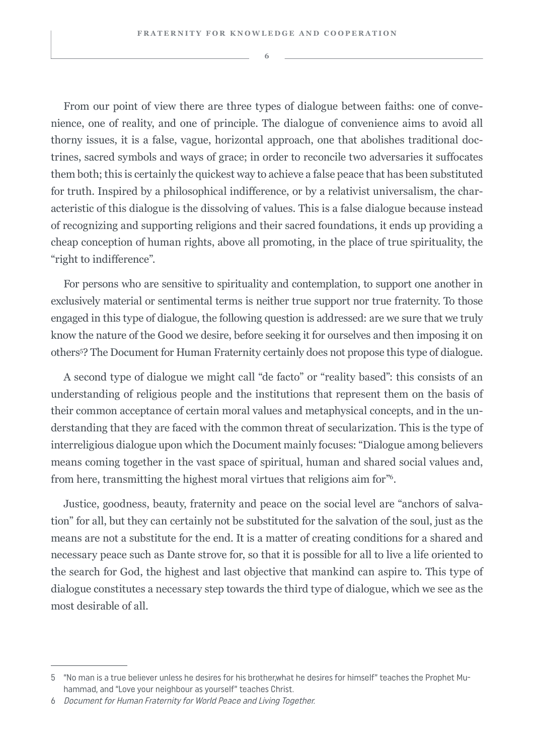From our point of view there are three types of dialogue between faiths: one of convenience, one of reality, and one of principle. The dialogue of convenience aims to avoid all thorny issues, it is a false, vague, horizontal approach, one that abolishes traditional doctrines, sacred symbols and ways of grace; in order to reconcile two adversaries it suffocates them both; this is certainly the quickest way to achieve a false peace that has been substituted for truth. Inspired by a philosophical indifference, or by a relativist universalism, the characteristic of this dialogue is the dissolving of values. This is a false dialogue because instead of recognizing and supporting religions and their sacred foundations, it ends up providing a cheap conception of human rights, above all promoting, in the place of true spirituality, the "right to indifference".

For persons who are sensitive to spirituality and contemplation, to support one another in exclusively material or sentimental terms is neither true support nor true fraternity. To those engaged in this type of dialogue, the following question is addressed: are we sure that we truly know the nature of the Good we desire, before seeking it for ourselves and then imposing it on others[5]? The Document for Human Fraternity certainly does not propose this type of dialogue.

A second type of dialogue we might call "de facto" or "reality based": this consists of an understanding of religious people and the institutions that represent them on the basis of their common acceptance of certain moral values and metaphysical concepts, and in the understanding that they are faced with the common threat of secularization. This is the type of interreligious dialogue upon which the Document mainly focuses: "Dialogue among believers means coming together in the vast space of spiritual, human and shared social values and, from here, transmitting the highest moral virtues that religions aim for"[6].

Justice, goodness, beauty, fraternity and peace on the social level are "anchors of salvation" for all, but they can certainly not be substituted for the salvation of the soul, just as the means are not a substitute for the end. It is a matter of creating conditions for a shared and necessary peace such as Dante strove for, so that it is possible for all to live a life oriented to the search for God, the highest and last objective that mankind can aspire to. This type of dialogue constitutes a necessary step towards the third type of dialogue, which we see as the most desirable of all.

---

5 "No man is a true believer unless he desires for his brother,what he desires for himself" teaches the Prophet Muhammad, and "Love your neighbour as yourself" teaches Christ.

6 *Document for Human Fraternity for World Peace and Living Together.*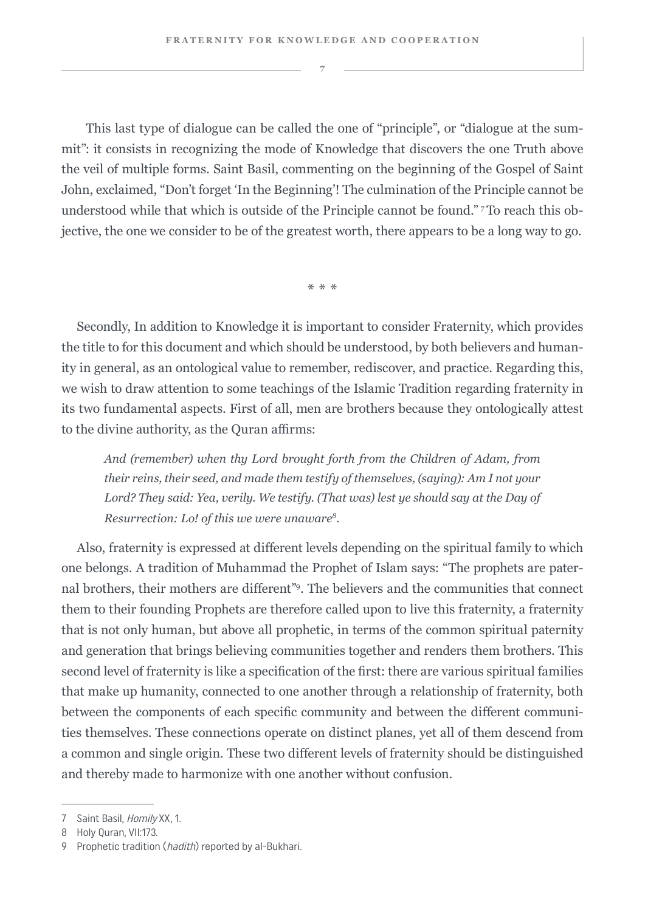This last type of dialogue can be called the one of "principle", or "dialogue at the summit": it consists in recognizing the mode of Knowledge that discovers the one Truth above the veil of multiple forms. Saint Basil, commenting on the beginning of the Gospel of Saint John, exclaimed, "Don't forget 'In the Beginning'! The culmination of the Principle cannot be understood while that which is outside of the Principle cannot be found." [7] To reach this objective, the one we consider to be of the greatest worth, there appears to be a long way to go.

* * *

Secondly, In addition to Knowledge it is important to consider Fraternity, which provides the title to for this document and which should be understood, by both believers and humanity in general, as an ontological value to remember, rediscover, and practice. Regarding this, we wish to draw attention to some teachings of the Islamic Tradition regarding fraternity in its two fundamental aspects. First of all, men are brothers because they ontologically attest to the divine authority, as the Quran affirms:

> *And (remember) when thy Lord brought forth from the Children of Adam, from their reins, their seed, and made them testify of themselves, (saying): Am I not your Lord? They said: Yea, verily. We testify. (That was) lest ye should say at the Day of Resurrection: Lo! of this we were unaware*[8].

Also, fraternity is expressed at different levels depending on the spiritual family to which one belongs. A tradition of Muhammad the Prophet of Islam says: "The prophets are paternal brothers, their mothers are different"[9]. The believers and the communities that connect them to their founding Prophets are therefore called upon to live this fraternity, a fraternity that is not only human, but above all prophetic, in terms of the common spiritual paternity and generation that brings believing communities together and renders them brothers. This second level of fraternity is like a specification of the first: there are various spiritual families that make up humanity, connected to one another through a relationship of fraternity, both between the components of each specific community and between the different communities themselves. These connections operate on distinct planes, yet all of them descend from a common and single origin. These two different levels of fraternity should be distinguished and thereby made to harmonize with one another without confusion.

---

7 Saint Basil, *Homily* XX, 1.

8 Holy Quran, VII:173.

9 Prophetic tradition (*hadith*) reported by al-Bukhari.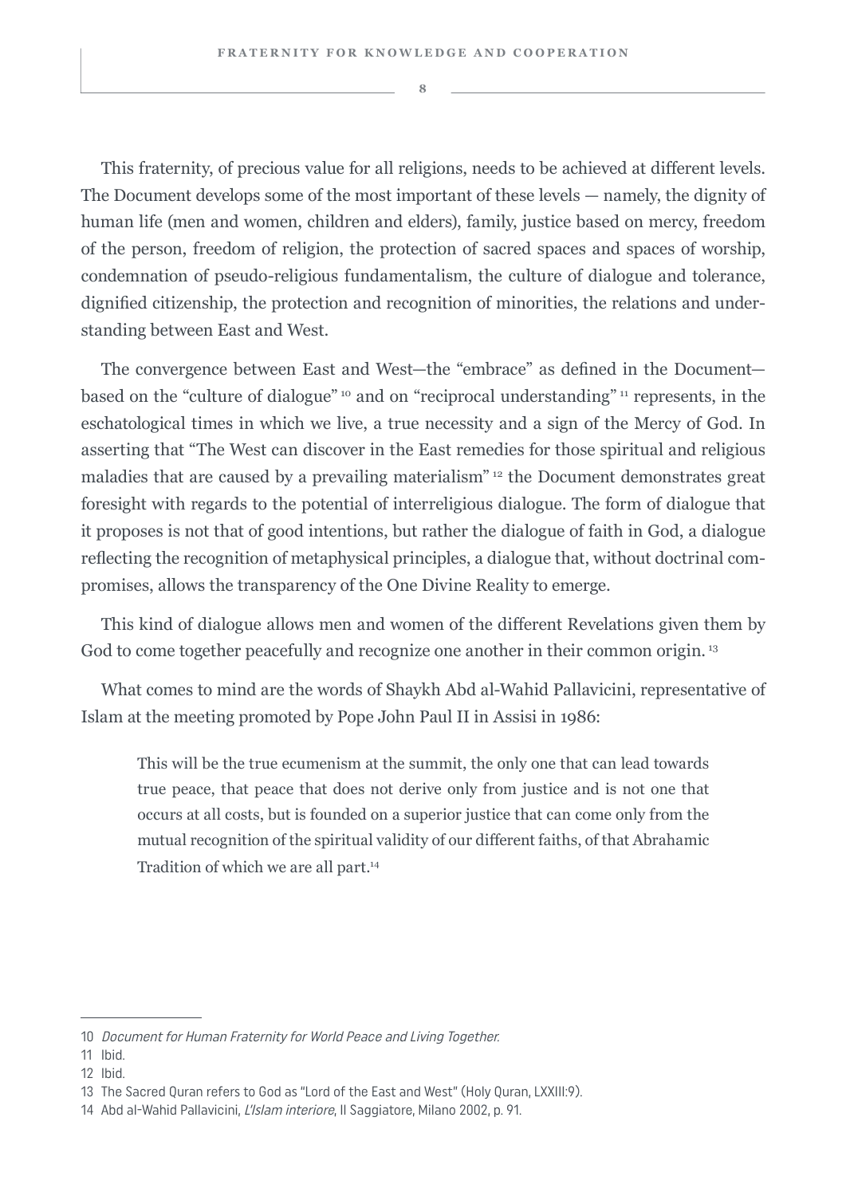This fraternity, of precious value for all religions, needs to be achieved at different levels. The Document develops some of the most important of these levels — namely, the dignity of human life (men and women, children and elders), family, justice based on mercy, freedom of the person, freedom of religion, the protection of sacred spaces and spaces of worship, condemnation of pseudo-religious fundamentalism, the culture of dialogue and tolerance, dignified citizenship, the protection and recognition of minorities, the relations and understanding between East and West.

The convergence between East and West—the "embrace" as defined in the Document—based on the "culture of dialogue" [10] and on "reciprocal understanding" [11] represents, in the eschatological times in which we live, a true necessity and a sign of the Mercy of God. In asserting that "The West can discover in the East remedies for those spiritual and religious maladies that are caused by a prevailing materialism" [12] the Document demonstrates great foresight with regards to the potential of interreligious dialogue. The form of dialogue that it proposes is not that of good intentions, but rather the dialogue of faith in God, a dialogue reflecting the recognition of metaphysical principles, a dialogue that, without doctrinal compromises, allows the transparency of the One Divine Reality to emerge.

This kind of dialogue allows men and women of the different Revelations given them by God to come together peacefully and recognize one another in their common origin. [13]

What comes to mind are the words of Shaykh Abd al-Wahid Pallavicini, representative of Islam at the meeting promoted by Pope John Paul II in Assisi in 1986:

> This will be the true ecumenism at the summit, the only one that can lead towards true peace, that peace that does not derive only from justice and is not one that occurs at all costs, but is founded on a superior justice that can come only from the mutual recognition of the spiritual validity of our different faiths, of that Abrahamic Tradition of which we are all part.[14]

---

10 *Document for Human Fraternity for World Peace and Living Together.*

11 Ibid.

12 Ibid.

13 The Sacred Quran refers to God as "Lord of the East and West" (Holy Quran, LXXIII:9).

14 Abd al-Wahid Pallavicini, *L'Islam interiore*, Il Saggiatore, Milano 2002, p. 91.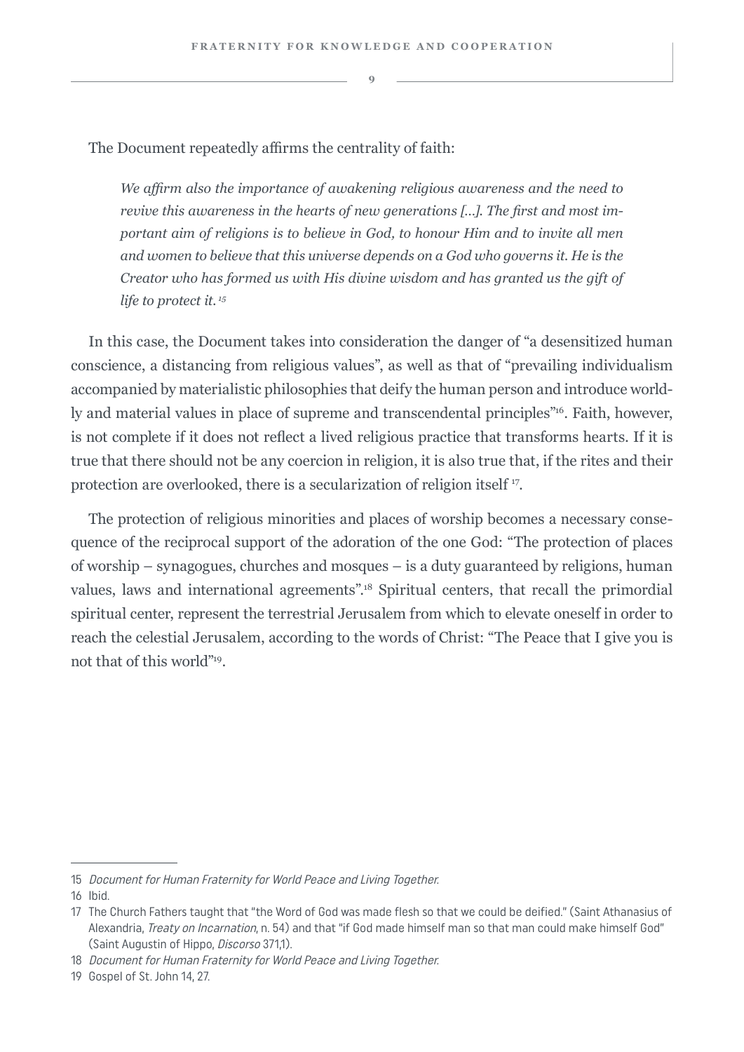The Document repeatedly affirms the centrality of faith:

> *We affirm also the importance of awakening religious awareness and the need to revive this awareness in the hearts of new generations [...]. The first and most important aim of religions is to believe in God, to honour Him and to invite all men and women to believe that this universe depends on a God who governs it. He is the Creator who has formed us with His divine wisdom and has granted us the gift of life to protect it.* [15]

In this case, the Document takes into consideration the danger of "a desensitized human conscience, a distancing from religious values", as well as that of "prevailing individualism accompanied by materialistic philosophies that deify the human person and introduce worldly and material values in place of supreme and transcendental principles"[16]. Faith, however, is not complete if it does not reflect a lived religious practice that transforms hearts. If it is true that there should not be any coercion in religion, it is also true that, if the rites and their protection are overlooked, there is a secularization of religion itself [17].

The protection of religious minorities and places of worship becomes a necessary consequence of the reciprocal support of the adoration of the one God: "The protection of places of worship – synagogues, churches and mosques – is a duty guaranteed by religions, human values, laws and international agreements".[18] Spiritual centers, that recall the primordial spiritual center, represent the terrestrial Jerusalem from which to elevate oneself in order to reach the celestial Jerusalem, according to the words of Christ: "The Peace that I give you is not that of this world"[19].

---

15 *Document for Human Fraternity for World Peace and Living Together.*

16 Ibid.

17 The Church Fathers taught that "the Word of God was made flesh so that we could be deified." (Saint Athanasius of Alexandria, *Treaty on Incarnation*, n. 54) and that "if God made himself man so that man could make himself God" (Saint Augustin of Hippo, *Discorso* 371,1).

18 *Document for Human Fraternity for World Peace and Living Together.*

19 Gospel of St. John 14, 27.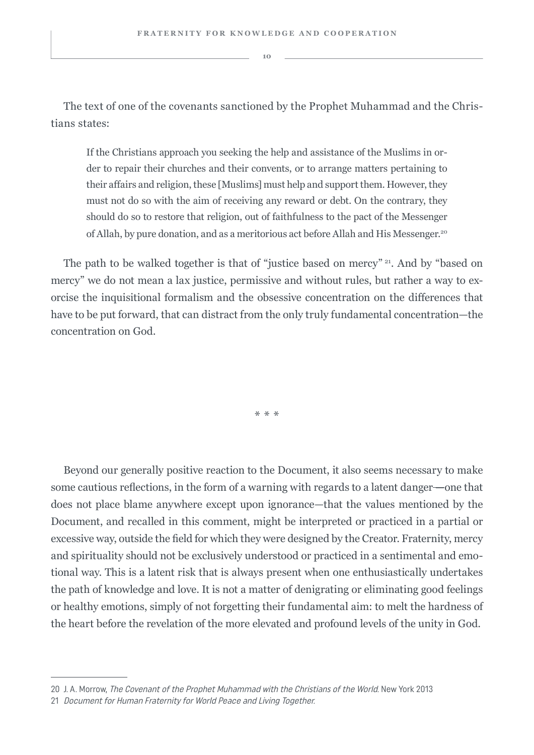The text of one of the covenants sanctioned by the Prophet Muhammad and the Christians states:

> If the Christians approach you seeking the help and assistance of the Muslims in order to repair their churches and their convents, or to arrange matters pertaining to their affairs and religion, these [Muslims] must help and support them. However, they must not do so with the aim of receiving any reward or debt. On the contrary, they should do so to restore that religion, out of faithfulness to the pact of the Messenger of Allah, by pure donation, and as a meritorious act before Allah and His Messenger.[20]

The path to be walked together is that of "justice based on mercy" [21]. And by "based on mercy" we do not mean a lax justice, permissive and without rules, but rather a way to exorcise the inquisitional formalism and the obsessive concentration on the differences that have to be put forward, that can distract from the only truly fundamental concentration—the concentration on God.

\* \* \*

Beyond our generally positive reaction to the Document, it also seems necessary to make some cautious reflections, in the form of a warning with regards to a latent danger—one that does not place blame anywhere except upon ignorance—that the values mentioned by the Document, and recalled in this comment, might be interpreted or practiced in a partial or excessive way, outside the field for which they were designed by the Creator. Fraternity, mercy and spirituality should not be exclusively understood or practiced in a sentimental and emotional way. This is a latent risk that is always present when one enthusiastically undertakes the path of knowledge and love. It is not a matter of denigrating or eliminating good feelings or healthy emotions, simply of not forgetting their fundamental aim: to melt the hardness of the heart before the revelation of the more elevated and profound levels of the unity in God.

---

20 J. A. Morrow, *The Covenant of the Prophet Muhammad with the Christians of the World*. New York 2013

21 *Document for Human Fraternity for World Peace and Living Together.*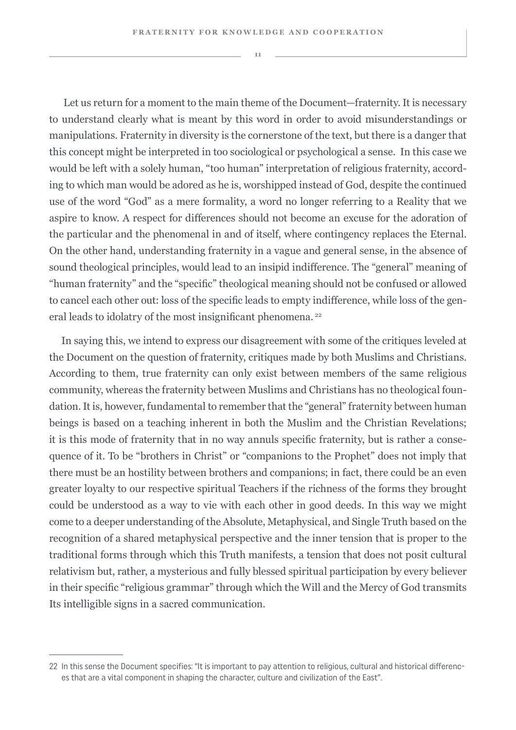Let us return for a moment to the main theme of the Document—fraternity. It is necessary to understand clearly what is meant by this word in order to avoid misunderstandings or manipulations. Fraternity in diversity is the cornerstone of the text, but there is a danger that this concept might be interpreted in too sociological or psychological a sense. In this case we would be left with a solely human, "too human" interpretation of religious fraternity, according to which man would be adored as he is, worshipped instead of God, despite the continued use of the word "God" as a mere formality, a word no longer referring to a Reality that we aspire to know. A respect for differences should not become an excuse for the adoration of the particular and the phenomenal in and of itself, where contingency replaces the Eternal. On the other hand, understanding fraternity in a vague and general sense, in the absence of sound theological principles, would lead to an insipid indifference. The "general" meaning of "human fraternity" and the "specific" theological meaning should not be confused or allowed to cancel each other out: loss of the specific leads to empty indifference, while loss of the general leads to idolatry of the most insignificant phenomena. [22]

In saying this, we intend to express our disagreement with some of the critiques leveled at the Document on the question of fraternity, critiques made by both Muslims and Christians. According to them, true fraternity can only exist between members of the same religious community, whereas the fraternity between Muslims and Christians has no theological foundation. It is, however, fundamental to remember that the "general" fraternity between human beings is based on a teaching inherent in both the Muslim and the Christian Revelations; it is this mode of fraternity that in no way annuls specific fraternity, but is rather a consequence of it. To be "brothers in Christ" or "companions to the Prophet" does not imply that there must be an hostility between brothers and companions; in fact, there could be an even greater loyalty to our respective spiritual Teachers if the richness of the forms they brought could be understood as a way to vie with each other in good deeds. In this way we might come to a deeper understanding of the Absolute, Metaphysical, and Single Truth based on the recognition of a shared metaphysical perspective and the inner tension that is proper to the traditional forms through which this Truth manifests, a tension that does not posit cultural relativism but, rather, a mysterious and fully blessed spiritual participation by every believer in their specific "religious grammar" through which the Will and the Mercy of God transmits Its intelligible signs in a sacred communication.

---

22 In this sense the Document specifies: "It is important to pay attention to religious, cultural and historical differences that are a vital component in shaping the character, culture and civilization of the East".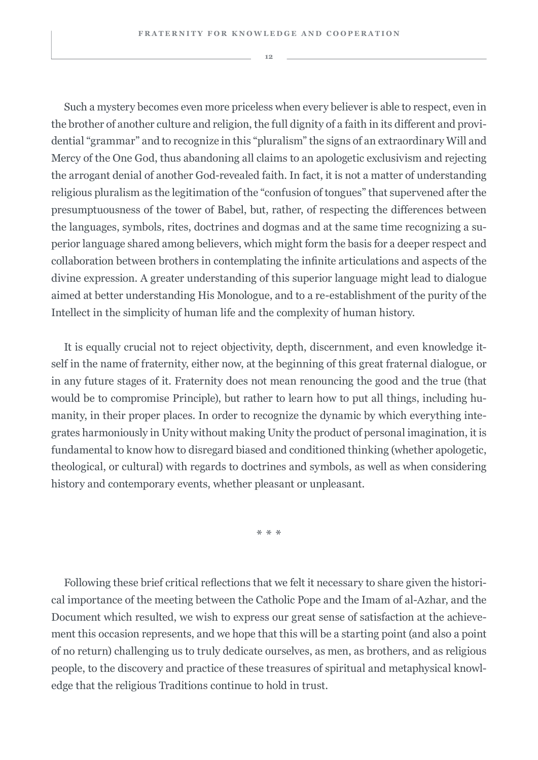Such a mystery becomes even more priceless when every believer is able to respect, even in the brother of another culture and religion, the full dignity of a faith in its different and providential "grammar" and to recognize in this "pluralism" the signs of an extraordinary Will and Mercy of the One God, thus abandoning all claims to an apologetic exclusivism and rejecting the arrogant denial of another God-revealed faith. In fact, it is not a matter of understanding religious pluralism as the legitimation of the "confusion of tongues" that supervened after the presumptuousness of the tower of Babel, but, rather, of respecting the differences between the languages, symbols, rites, doctrines and dogmas and at the same time recognizing a superior language shared among believers, which might form the basis for a deeper respect and collaboration between brothers in contemplating the infinite articulations and aspects of the divine expression. A greater understanding of this superior language might lead to dialogue aimed at better understanding His Monologue, and to a re-establishment of the purity of the Intellect in the simplicity of human life and the complexity of human history.

It is equally crucial not to reject objectivity, depth, discernment, and even knowledge itself in the name of fraternity, either now, at the beginning of this great fraternal dialogue, or in any future stages of it. Fraternity does not mean renouncing the good and the true (that would be to compromise Principle), but rather to learn how to put all things, including humanity, in their proper places. In order to recognize the dynamic by which everything integrates harmoniously in Unity without making Unity the product of personal imagination, it is fundamental to know how to disregard biased and conditioned thinking (whether apologetic, theological, or cultural) with regards to doctrines and symbols, as well as when considering history and contemporary events, whether pleasant or unpleasant.

\* \* \*

Following these brief critical reflections that we felt it necessary to share given the historical importance of the meeting between the Catholic Pope and the Imam of al-Azhar, and the Document which resulted, we wish to express our great sense of satisfaction at the achievement this occasion represents, and we hope that this will be a starting point (and also a point of no return) challenging us to truly dedicate ourselves, as men, as brothers, and as religious people, to the discovery and practice of these treasures of spiritual and metaphysical knowledge that the religious Traditions continue to hold in trust.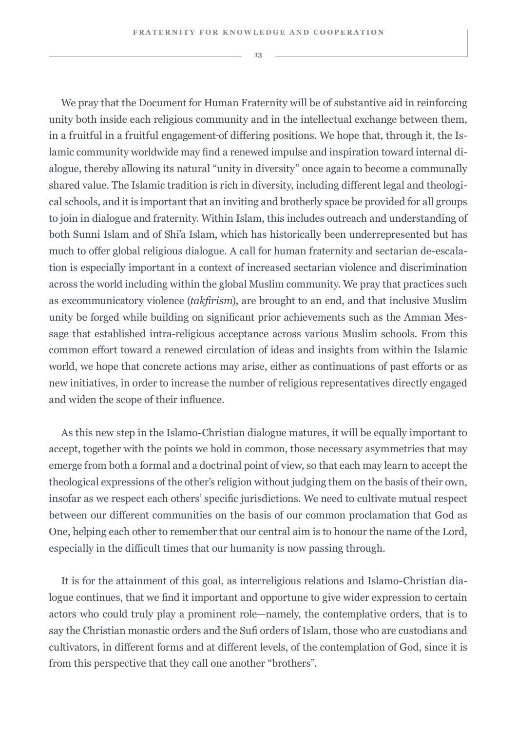We pray that the Document for Human Fraternity will be of substantive aid in reinforcing unity both inside each religious community and in the intellectual exchange between them, in a fruitful in a fruitful engagement of differing positions. We hope that, through it, the Islamic community worldwide may find a renewed impulse and inspiration toward internal dialogue, thereby allowing its natural "unity in diversity" once again to become a communally shared value. The Islamic tradition is rich in diversity, including different legal and theological schools, and it is important that an inviting and brotherly space be provided for all groups to join in dialogue and fraternity. Within Islam, this includes outreach and understanding of both Sunni Islam and of Shi'a Islam, which has historically been underrepresented but has much to offer global religious dialogue. A call for human fraternity and sectarian de-escalation is especially important in a context of increased sectarian violence and discrimination across the world including within the global Muslim community. We pray that practices such as excommunicatory violence (*takfirism*), are brought to an end, and that inclusive Muslim unity be forged while building on significant prior achievements such as the Amman Message that established intra-religious acceptance across various Muslim schools. From this common effort toward a renewed circulation of ideas and insights from within the Islamic world, we hope that concrete actions may arise, either as continuations of past efforts or as new initiatives, in order to increase the number of religious representatives directly engaged and widen the scope of their influence.

As this new step in the Islamo-Christian dialogue matures, it will be equally important to accept, together with the points we hold in common, those necessary asymmetries that may emerge from both a formal and a doctrinal point of view, so that each may learn to accept the theological expressions of the other's religion without judging them on the basis of their own, insofar as we respect each others' specific jurisdictions. We need to cultivate mutual respect between our different communities on the basis of our common proclamation that God as One, helping each other to remember that our central aim is to honour the name of the Lord, especially in the difficult times that our humanity is now passing through.

It is for the attainment of this goal, as interreligious relations and Islamo-Christian dialogue continues, that we find it important and opportune to give wider expression to certain actors who could truly play a prominent role—namely, the contemplative orders, that is to say the Christian monastic orders and the Sufi orders of Islam, those who are custodians and cultivators, in different forms and at different levels, of the contemplation of God, since it is from this perspective that they call one another "brothers".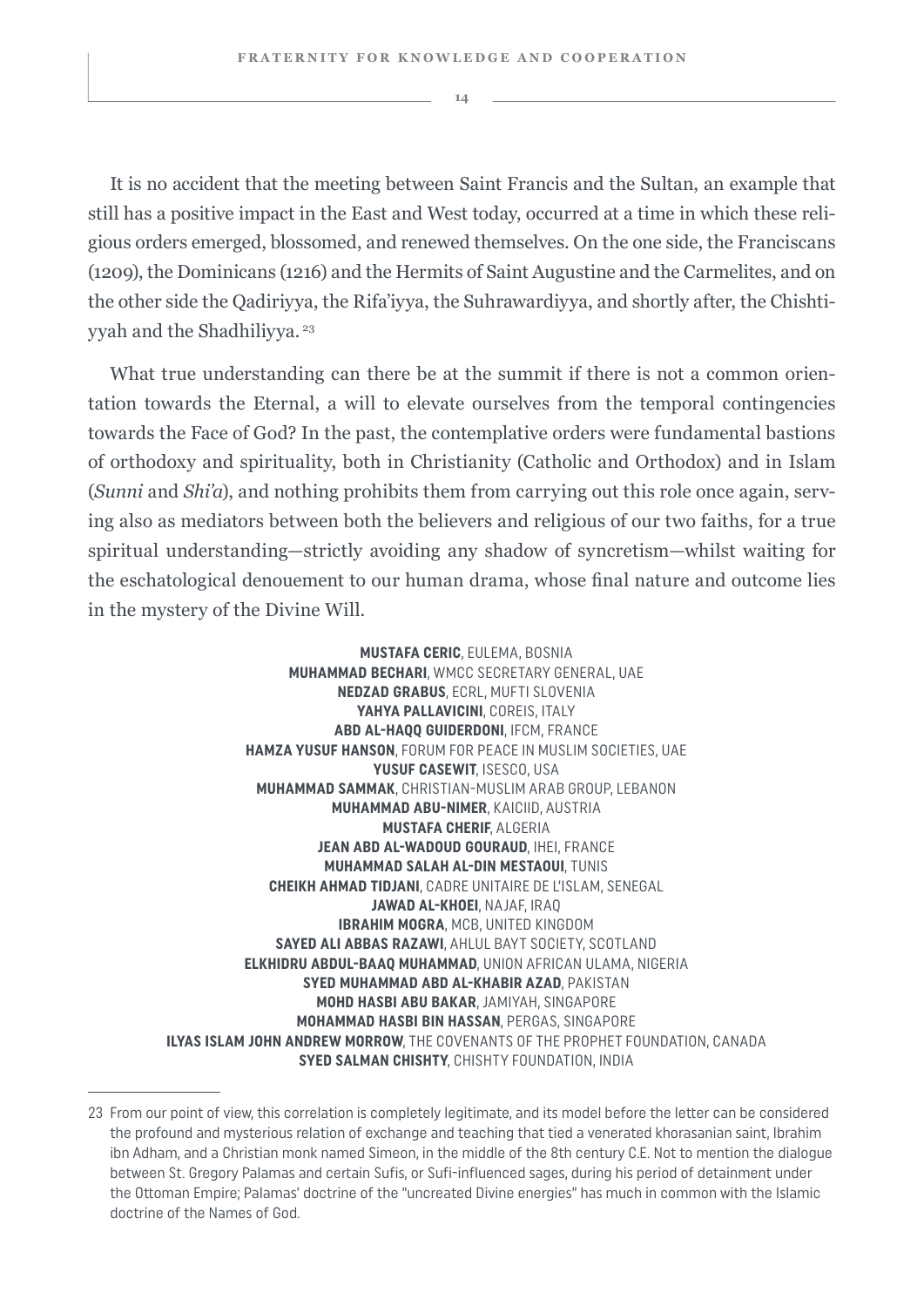It is no accident that the meeting between Saint Francis and the Sultan, an example that still has a positive impact in the East and West today, occurred at a time in which these religious orders emerged, blossomed, and renewed themselves. On the one side, the Franciscans (1209), the Dominicans (1216) and the Hermits of Saint Augustine and the Carmelites, and on the other side the Qadiriyya, the Rifa'iyya, the Suhrawardiyya, and shortly after, the Chishtiyyah and the Shadhiliyya.[23]

What true understanding can there be at the summit if there is not a common orientation towards the Eternal, a will to elevate ourselves from the temporal contingencies towards the Face of God? In the past, the contemplative orders were fundamental bastions of orthodoxy and spirituality, both in Christianity (Catholic and Orthodox) and in Islam (*Sunni* and *Shi'a*), and nothing prohibits them from carrying out this role once again, serving also as mediators between both the believers and religious of our two faiths, for a true spiritual understanding—strictly avoiding any shadow of syncretism—whilst waiting for the eschatological denouement to our human drama, whose final nature and outcome lies in the mystery of the Divine Will.

**MUSTAFA CERIC**, EULEMA, BOSNIA
**MUHAMMAD BECHARI**, WMCC SECRETARY GENERAL, UAE
**NEDZAD GRABUS**, ECRL, MUFTI SLOVENIA
**YAHYA PALLAVICINI**, COREIS, ITALY
**ABD AL-HAQQ GUIDERDONI**, IFCM, FRANCE
**HAMZA YUSUF HANSON**, FORUM FOR PEACE IN MUSLIM SOCIETIES, UAE
**YUSUF CASEWIT**, ISESCO, USA
**MUHAMMAD SAMMAK**, CHRISTIAN-MUSLIM ARAB GROUP, LEBANON
**MUHAMMAD ABU-NIMER**, KAICIID, AUSTRIA
**MUSTAFA CHERIF**, ALGERIA
**JEAN ABD AL-WADOUD GOURAUD**, IHEI, FRANCE
**MUHAMMAD SALAH AL-DIN MESTAOUI**, TUNIS
**CHEIKH AHMAD TIDJANI**, CADRE UNITAIRE DE L'ISLAM, SENEGAL
**JAWAD AL-KHOEI**, NAJAF, IRAQ
**IBRAHIM MOGRA**, MCB, UNITED KINGDOM
**SAYED ALI ABBAS RAZAWI**, AHLUL BAYT SOCIETY, SCOTLAND
**ELKHIDRU ABDUL-BAAQ MUHAMMAD**, UNION AFRICAN ULAMA, NIGERIA
**SYED MUHAMMAD ABD AL-KHABIR AZAD**, PAKISTAN
**MOHD HASBI ABU BAKAR**, JAMIYAH, SINGAPORE
**MOHAMMAD HASBI BIN HASSAN**, PERGAS, SINGAPORE
**ILYAS ISLAM JOHN ANDREW MORROW**, THE COVENANTS OF THE PROPHET FOUNDATION, CANADA
**SYED SALMAN CHISHTY**, CHISHTY FOUNDATION, INDIA

---

23 From our point of view, this correlation is completely legitimate, and its model before the letter can be considered the profound and mysterious relation of exchange and teaching that tied a venerated khorasanian saint, Ibrahim ibn Adham, and a Christian monk named Simeon, in the middle of the 8th century C.E. Not to mention the dialogue between St. Gregory Palamas and certain Sufis, or Sufi-influenced sages, during his period of detainment under the Ottoman Empire; Palamas' doctrine of the "uncreated Divine energies" has much in common with the Islamic doctrine of the Names of God.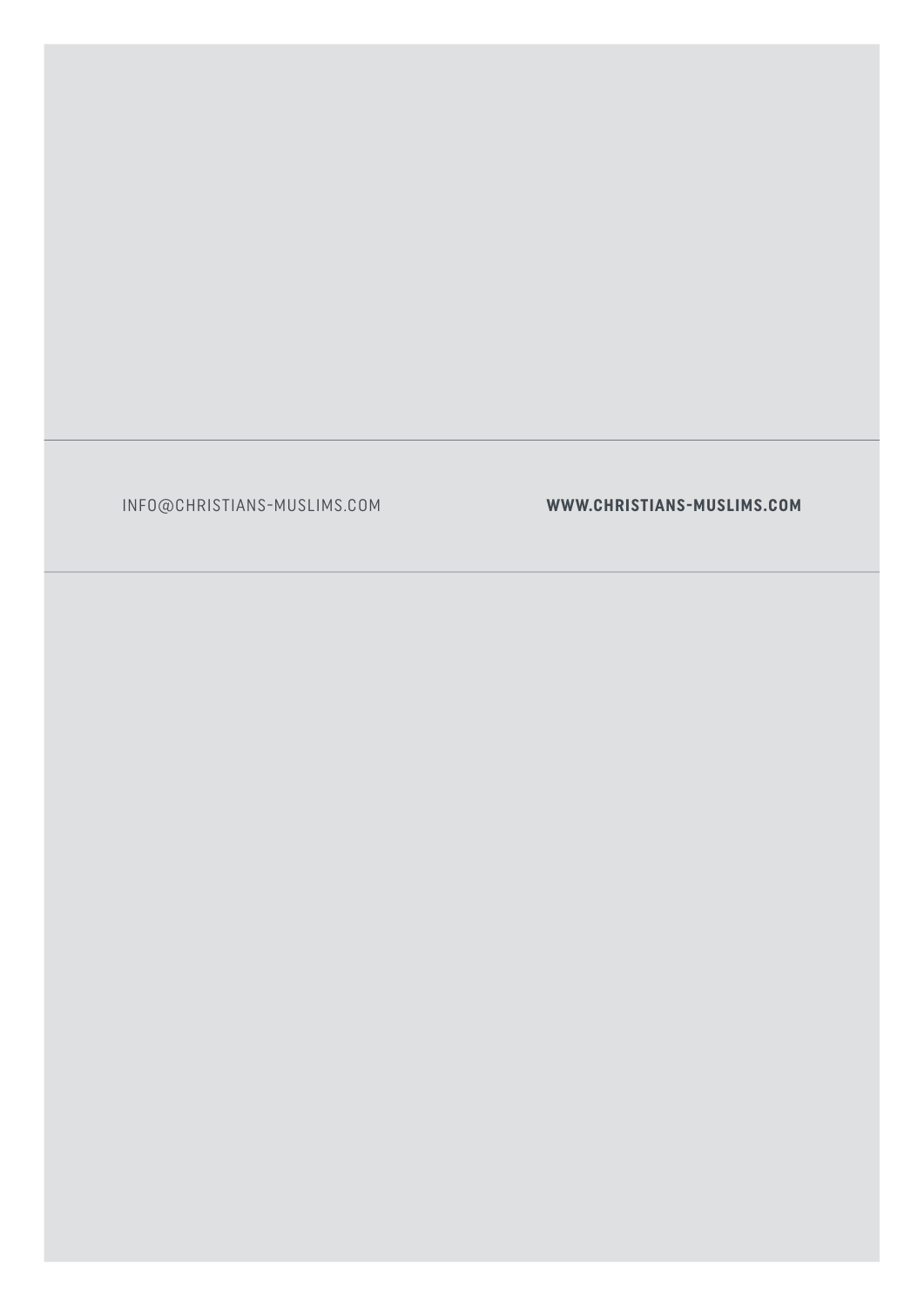INFO@CHRISTIANS-MUSLIMS.COM

**WWW.CHRISTIANS-MUSLIMS.COM**